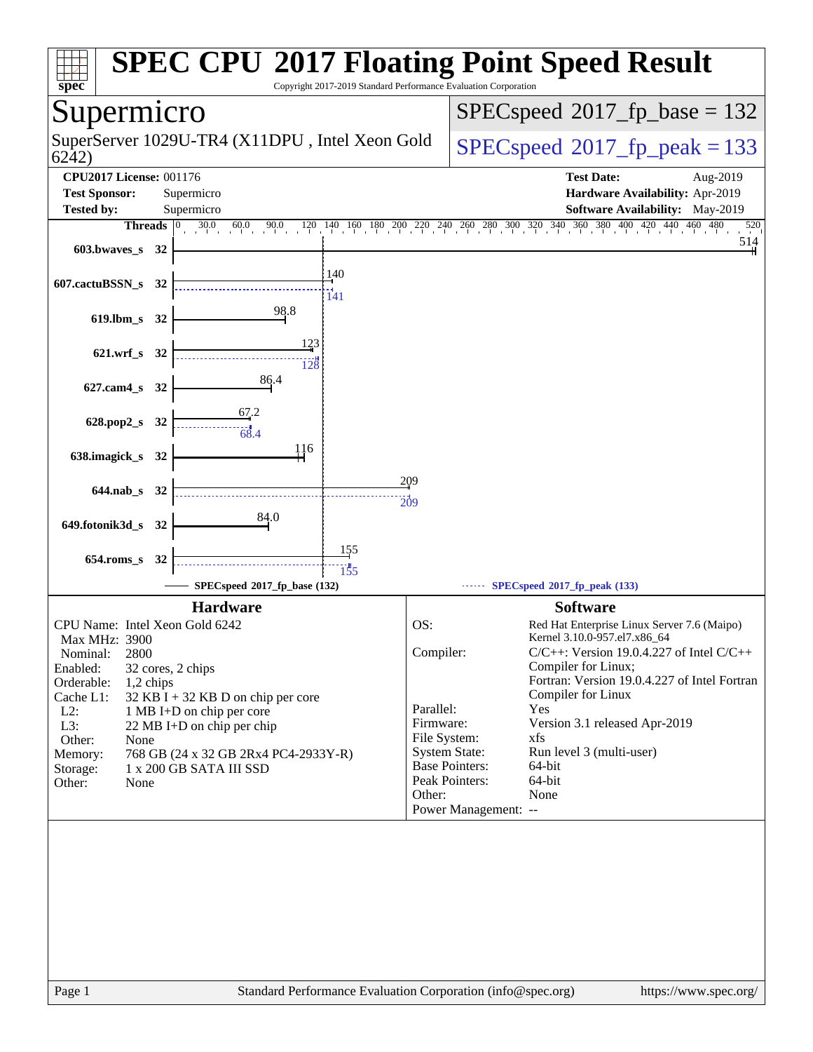# SPEC CPU 2017 Floating Point Speed Result

Copyright 2017-2019 Standard Performance Evaluation Corporation

## Supermicro

SuperServer 1029U-TR4 (X11DPU , Intel Xeon Gold 6242)

SPECspeed 2017_fp_base = 132

SPECspeed 2017_fp_peak = 133

**CPU2017 License:** 001176
**Test Sponsor:** Supermicro
**Tested by:** Supermicro

**Test Date:** Aug-2019
**Hardware Availability:** Apr-2019
**Software Availability:** May-2019

| Benchmark | Threads | Base | Peak |
|---|---|---|---|
| 603.bwaves_s | 32 | 514 | |
| 607.cactuBSSN_s | 32 | 140 | 141 |
| 619.lbm_s | 32 | 98.8 | |
| 621.wrf_s | 32 | 123 | 128 |
| 627.cam4_s | 32 | 86.4 | |
| 628.pop2_s | 32 | 67.2 | 68.4 |
| 638.imagick_s | 32 | 116 | |
| 644.nab_s | 32 | 209 | 209 |
| 649.fotonik3d_s | 32 | 84.0 | |
| 654.roms_s | 32 | 155 | 155 |

SPECspeed 2017_fp_base (132) — SPECspeed 2017_fp_peak (133)

### Hardware

| | |
|---|---|
| CPU Name: | Intel Xeon Gold 6242 |
| Max MHz: | 3900 |
| Nominal: | 2800 |
| Enabled: | 32 cores, 2 chips |
| Orderable: | 1,2 chips |
| Cache L1: | 32 KB I + 32 KB D on chip per core |
| L2: | 1 MB I+D on chip per core |
| L3: | 22 MB I+D on chip per chip |
| Other: | None |
| Memory: | 768 GB (24 x 32 GB 2Rx4 PC4-2933Y-R) |
| Storage: | 1 x 200 GB SATA III SSD |
| Other: | None |

### Software

| | |
|---|---|
| OS: | Red Hat Enterprise Linux Server 7.6 (Maipo) Kernel 3.10.0-957.el7.x86_64 |
| Compiler: | C/C++: Version 19.0.4.227 of Intel C/C++ Compiler for Linux; Fortran: Version 19.0.4.227 of Intel Fortran Compiler for Linux |
| Parallel: | Yes |
| Firmware: | Version 3.1 released Apr-2019 |
| File System: | xfs |
| System State: | Run level 3 (multi-user) |
| Base Pointers: | 64-bit |
| Peak Pointers: | 64-bit |
| Other: | None |
| Power Management: | -- |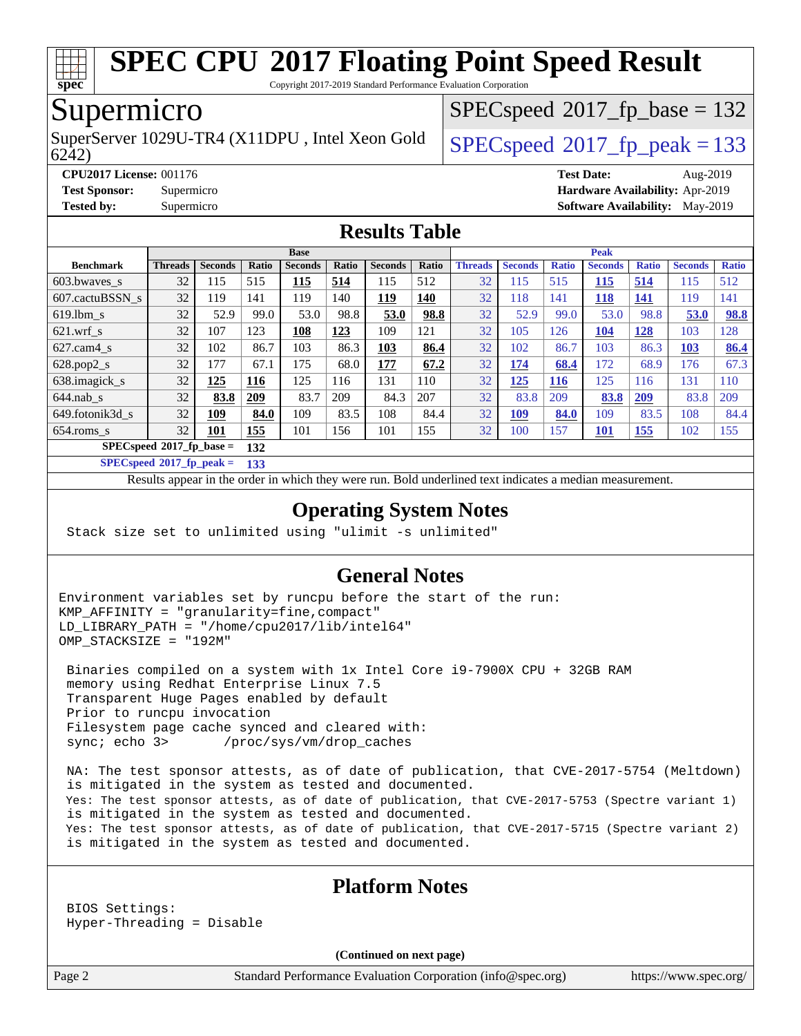# SPEC CPU 2017 Floating Point Speed Result

Copyright 2017-2019 Standard Performance Evaluation Corporation

## Supermicro

SuperServer 1029U-TR4 (X11DPU , Intel Xeon Gold 6242)

SPECspeed 2017_fp_base = 132

SPECspeed 2017_fp_peak = 133

**CPU2017 License:** 001176
**Test Sponsor:** Supermicro
**Tested by:** Supermicro

**Test Date:** Aug-2019
**Hardware Availability:** Apr-2019
**Software Availability:** May-2019

## Results Table

| | Base | | | | | | | | Peak | | | | | | | |
|---|---|---|---|---|---|---|---|---|---|---|---|---|---|---|---|---|
| **Benchmark** | **Threads** | **Seconds** | **Ratio** | **Seconds** | **Ratio** | **Seconds** | **Ratio** | **Threads** | **Seconds** | **Ratio** | **Seconds** | **Ratio** | **Seconds** | **Ratio** |
| 603.bwaves_s | 32 | 115 | 515 | **115** | **514** | 115 | 512 | 32 | 115 | 515 | **115** | **514** | 115 | 512 |
| 607.cactuBSSN_s | 32 | 119 | 141 | 119 | 140 | **119** | **140** | 32 | 118 | 141 | **118** | **141** | 119 | 141 |
| 619.lbm_s | 32 | 52.9 | 99.0 | 53.0 | 98.8 | **53.0** | **98.8** | 32 | 52.9 | 99.0 | 53.0 | 98.8 | **53.0** | **98.8** |
| 621.wrf_s | 32 | 107 | 123 | **108** | **123** | 109 | 121 | 32 | 105 | 126 | **104** | **128** | 103 | 128 |
| 627.cam4_s | 32 | 102 | 86.7 | 103 | 86.3 | **103** | **86.4** | 32 | 102 | 86.7 | 103 | 86.3 | **103** | **86.4** |
| 628.pop2_s | 32 | 177 | 67.1 | 175 | 68.0 | **177** | **67.2** | 32 | **174** | **68.4** | 172 | 68.9 | 176 | 67.3 |
| 638.imagick_s | 32 | **125** | **116** | 125 | 116 | 131 | 110 | 32 | **125** | **116** | 125 | 116 | 131 | 110 |
| 644.nab_s | 32 | **83.8** | **209** | 83.7 | 209 | 84.3 | 207 | 32 | 83.8 | 209 | **83.8** | **209** | 83.8 | 209 |
| 649.fotonik3d_s | 32 | **109** | **84.0** | 109 | 83.5 | 108 | 84.4 | 32 | **109** | **84.0** | 109 | 83.5 | 108 | 84.4 |
| 654.roms_s | 32 | **101** | **155** | 101 | 156 | 101 | 155 | 32 | 100 | 157 | **101** | **155** | 102 | 155 |

**SPECspeed 2017_fp_base = 132**

**SPECspeed 2017_fp_peak = 133**

Results appear in the order in which they were run. Bold underlined text indicates a median measurement.

## Operating System Notes

```
Stack size set to unlimited using "ulimit -s unlimited"
```

## General Notes

```
Environment variables set by runcpu before the start of the run:
KMP_AFFINITY = "granularity=fine,compact"
LD_LIBRARY_PATH = "/home/cpu2017/lib/intel64"
OMP_STACKSIZE = "192M"

Binaries compiled on a system with 1x Intel Core i9-7900X CPU + 32GB RAM
memory using Redhat Enterprise Linux 7.5
Transparent Huge Pages enabled by default
Prior to runcpu invocation
Filesystem page cache synced and cleared with:
sync; echo 3>       /proc/sys/vm/drop_caches

NA: The test sponsor attests, as of date of publication, that CVE-2017-5754 (Meltdown)
is mitigated in the system as tested and documented.
Yes: The test sponsor attests, as of date of publication, that CVE-2017-5753 (Spectre variant 1)
is mitigated in the system as tested and documented.
Yes: The test sponsor attests, as of date of publication, that CVE-2017-5715 (Spectre variant 2)
is mitigated in the system as tested and documented.
```

## Platform Notes

```
BIOS Settings:
Hyper-Threading = Disable
```

(Continued on next page)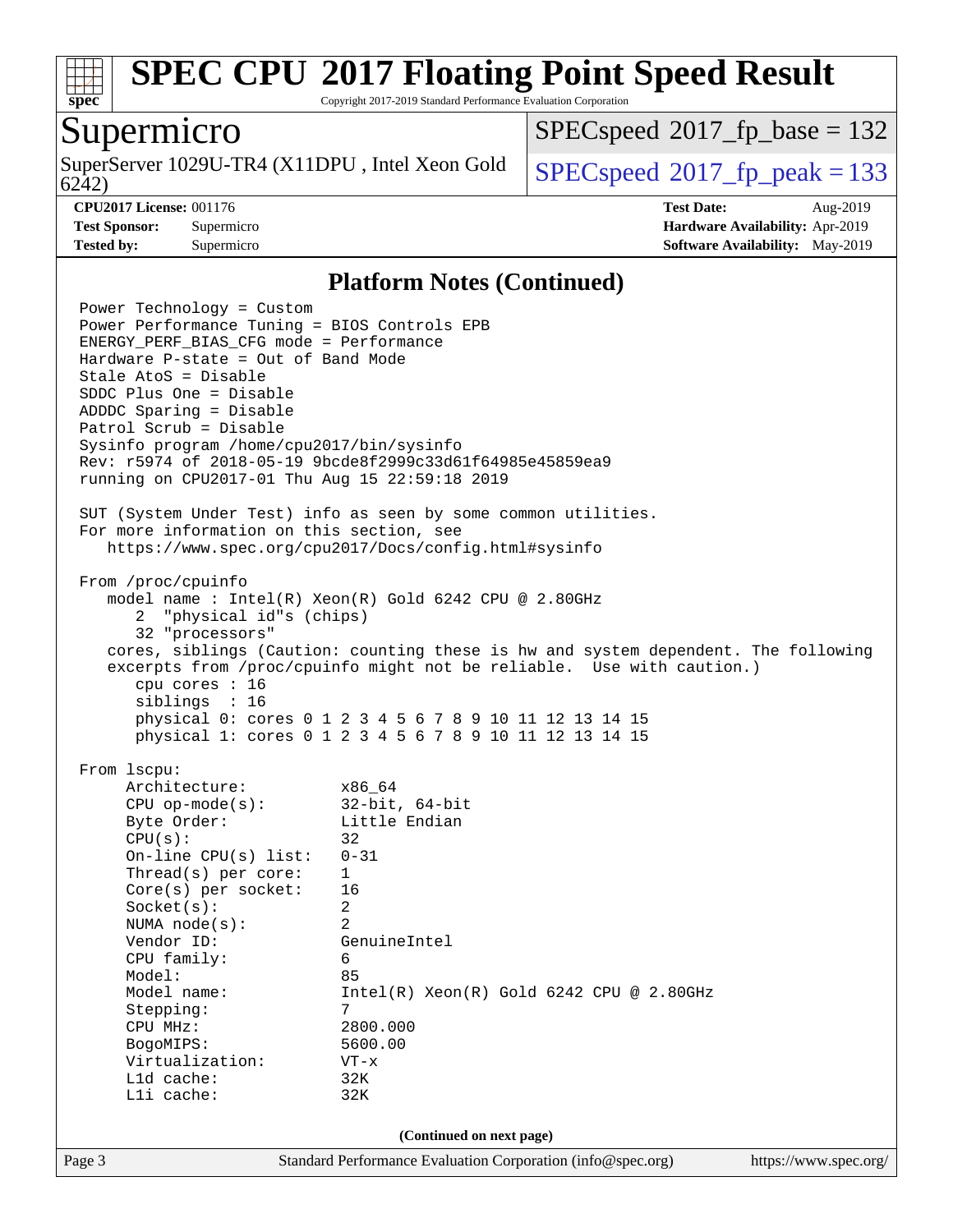## Platform Notes (Continued)

```
Power Technology = Custom
Power Performance Tuning = BIOS Controls EPB
ENERGY_PERF_BIAS_CFG mode = Performance
Hardware P-state = Out of Band Mode
Stale AtoS = Disable
SDDC Plus One = Disable
ADDDC Sparing = Disable
Patrol Scrub = Disable
Sysinfo program /home/cpu2017/bin/sysinfo
Rev: r5974 of 2018-05-19 9bcde8f2999c33d61f64985e45859ea9
running on CPU2017-01 Thu Aug 15 22:59:18 2019

SUT (System Under Test) info as seen by some common utilities.
For more information on this section, see
   https://www.spec.org/cpu2017/Docs/config.html#sysinfo

From /proc/cpuinfo
   model name : Intel(R) Xeon(R) Gold 6242 CPU @ 2.80GHz
      2  "physical id"s (chips)
      32 "processors"
   cores, siblings (Caution: counting these is hw and system dependent. The following
   excerpts from /proc/cpuinfo might not be reliable.  Use with caution.)
      cpu cores : 16
      siblings  : 16
      physical 0: cores 0 1 2 3 4 5 6 7 8 9 10 11 12 13 14 15
      physical 1: cores 0 1 2 3 4 5 6 7 8 9 10 11 12 13 14 15

From lscpu:
     Architecture:          x86_64
     CPU op-mode(s):        32-bit, 64-bit
     Byte Order:            Little Endian
     CPU(s):                32
     On-line CPU(s) list:   0-31
     Thread(s) per core:    1
     Core(s) per socket:    16
     Socket(s):             2
     NUMA node(s):          2
     Vendor ID:             GenuineIntel
     CPU family:            6
     Model:                 85
     Model name:            Intel(R) Xeon(R) Gold 6242 CPU @ 2.80GHz
     Stepping:              7
     CPU MHz:               2800.000
     BogoMIPS:              5600.00
     Virtualization:        VT-x
     L1d cache:             32K
     L1i cache:             32K
```

(Continued on next page)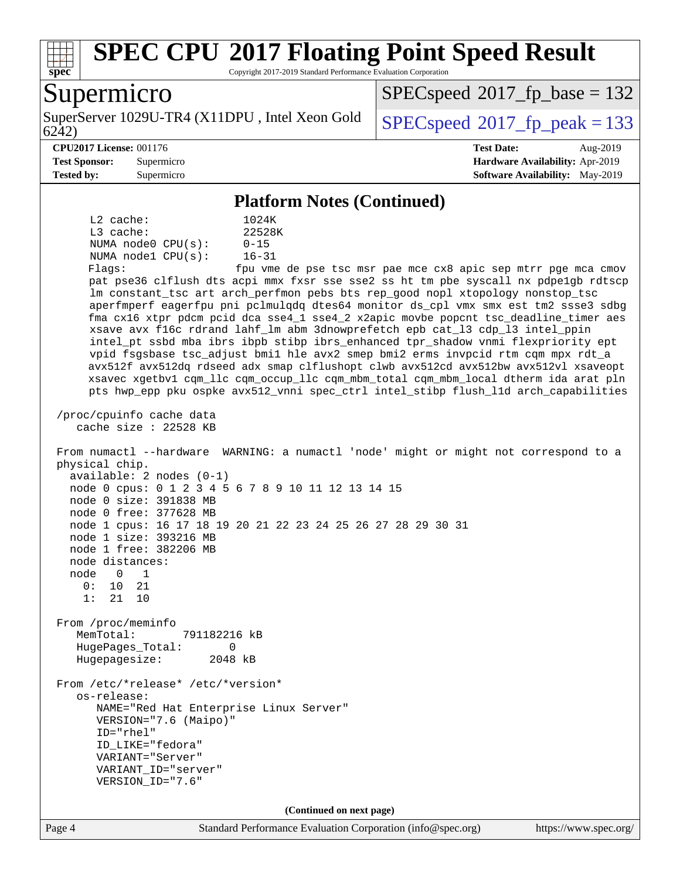# SPEC CPU 2017 Floating Point Speed Result

Copyright 2017-2019 Standard Performance Evaluation Corporation

## Supermicro

SuperServer 1029U-TR4 (X11DPU , Intel Xeon Gold 6242)

SPECspeed 2017_fp_base = 132

SPECspeed 2017_fp_peak = 133

**CPU2017 License:** 001176
**Test Sponsor:** Supermicro
**Tested by:** Supermicro

**Test Date:** Aug-2019
**Hardware Availability:** Apr-2019
**Software Availability:** May-2019

### Platform Notes (Continued)

```
     L2 cache:              1024K
     L3 cache:              22528K
     NUMA node0 CPU(s):     0-15
     NUMA node1 CPU(s):     16-31
     Flags:                 fpu vme de pse tsc msr pae mce cx8 apic sep mtrr pge mca cmov
     pat pse36 clflush dts acpi mmx fxsr sse sse2 ss ht tm pbe syscall nx pdpe1gb rdtscp
     lm constant_tsc art arch_perfmon pebs bts rep_good nopl xtopology nonstop_tsc
     aperfmperf eagerfpu pni pclmulqdq dtes64 monitor ds_cpl vmx smx est tm2 ssse3 sdbg
     fma cx16 xtpr pdcm pcid dca sse4_1 sse4_2 x2apic movbe popcnt tsc_deadline_timer aes
     xsave avx f16c rdrand lahf_lm abm 3dnowprefetch epb cat_l3 cdp_l3 intel_ppin
     intel_pt ssbd mba ibrs ibpb stibp ibrs_enhanced tpr_shadow vnmi flexpriority ept
     vpid fsgsbase tsc_adjust bmi1 hle avx2 smep bmi2 erms invpcid rtm cqm mpx rdt_a
     avx512f avx512dq rdseed adx smap clflushopt clwb avx512cd avx512bw avx512vl xsaveopt
     xsavec xgetbv1 cqm_llc cqm_occup_llc cqm_mbm_total cqm_mbm_local dtherm ida arat pln
     pts hwp_epp pku ospke avx512_vnni spec_ctrl intel_stibp flush_l1d arch_capabilities

 /proc/cpuinfo cache data
    cache size : 22528 KB

 From numactl --hardware  WARNING: a numactl 'node' might or might not correspond to a
 physical chip.
   available: 2 nodes (0-1)
   node 0 cpus: 0 1 2 3 4 5 6 7 8 9 10 11 12 13 14 15
   node 0 size: 391838 MB
   node 0 free: 377628 MB
   node 1 cpus: 16 17 18 19 20 21 22 23 24 25 26 27 28 29 30 31
   node 1 size: 393216 MB
   node 1 free: 382206 MB
   node distances:
   node   0   1
     0:  10  21
     1:  21  10

 From /proc/meminfo
    MemTotal:       791182216 kB
    HugePages_Total:       0
    Hugepagesize:       2048 kB

 From /etc/*release* /etc/*version*
    os-release:
       NAME="Red Hat Enterprise Linux Server"
       VERSION="7.6 (Maipo)"
       ID="rhel"
       ID_LIKE="fedora"
       VARIANT="Server"
       VARIANT_ID="server"
       VERSION_ID="7.6"
```

(Continued on next page)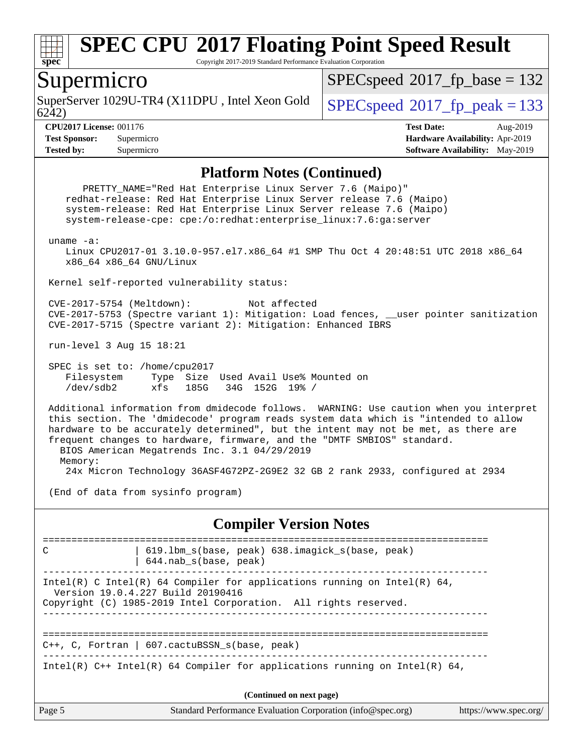## Platform Notes (Continued)

```
      PRETTY_NAME="Red Hat Enterprise Linux Server 7.6 (Maipo)"
    redhat-release: Red Hat Enterprise Linux Server release 7.6 (Maipo)
    system-release: Red Hat Enterprise Linux Server release 7.6 (Maipo)
    system-release-cpe: cpe:/o:redhat:enterprise_linux:7.6:ga:server

 uname -a:
    Linux CPU2017-01 3.10.0-957.el7.x86_64 #1 SMP Thu Oct 4 20:48:51 UTC 2018 x86_64
    x86_64 x86_64 GNU/Linux

 Kernel self-reported vulnerability status:

 CVE-2017-5754 (Meltdown):          Not affected
 CVE-2017-5753 (Spectre variant 1): Mitigation: Load fences, __user pointer sanitization
 CVE-2017-5715 (Spectre variant 2): Mitigation: Enhanced IBRS

 run-level 3 Aug 15 18:21

 SPEC is set to: /home/cpu2017
    Filesystem     Type  Size  Used Avail Use% Mounted on
    /dev/sdb2      xfs   185G   34G  152G  19% /

 Additional information from dmidecode follows.  WARNING: Use caution when you interpret
 this section. The 'dmidecode' program reads system data which is "intended to allow
 hardware to be accurately determined", but the intent may not be met, as there are
 frequent changes to hardware, firmware, and the "DMTF SMBIOS" standard.
   BIOS American Megatrends Inc. 3.1 04/29/2019
   Memory:
    24x Micron Technology 36ASF4G72PZ-2G9E2 32 GB 2 rank 2933, configured at 2934

 (End of data from sysinfo program)
```

## Compiler Version Notes

```
==============================================================================
C              | 619.lbm_s(base, peak) 638.imagick_s(base, peak)
               | 644.nab_s(base, peak)
------------------------------------------------------------------------------
Intel(R) C Intel(R) 64 Compiler for applications running on Intel(R) 64,
  Version 19.0.4.227 Build 20190416
Copyright (C) 1985-2019 Intel Corporation.  All rights reserved.
------------------------------------------------------------------------------

==============================================================================
C++, C, Fortran | 607.cactuBSSN_s(base, peak)
------------------------------------------------------------------------------
Intel(R) C++ Intel(R) 64 Compiler for applications running on Intel(R) 64,
```

(Continued on next page)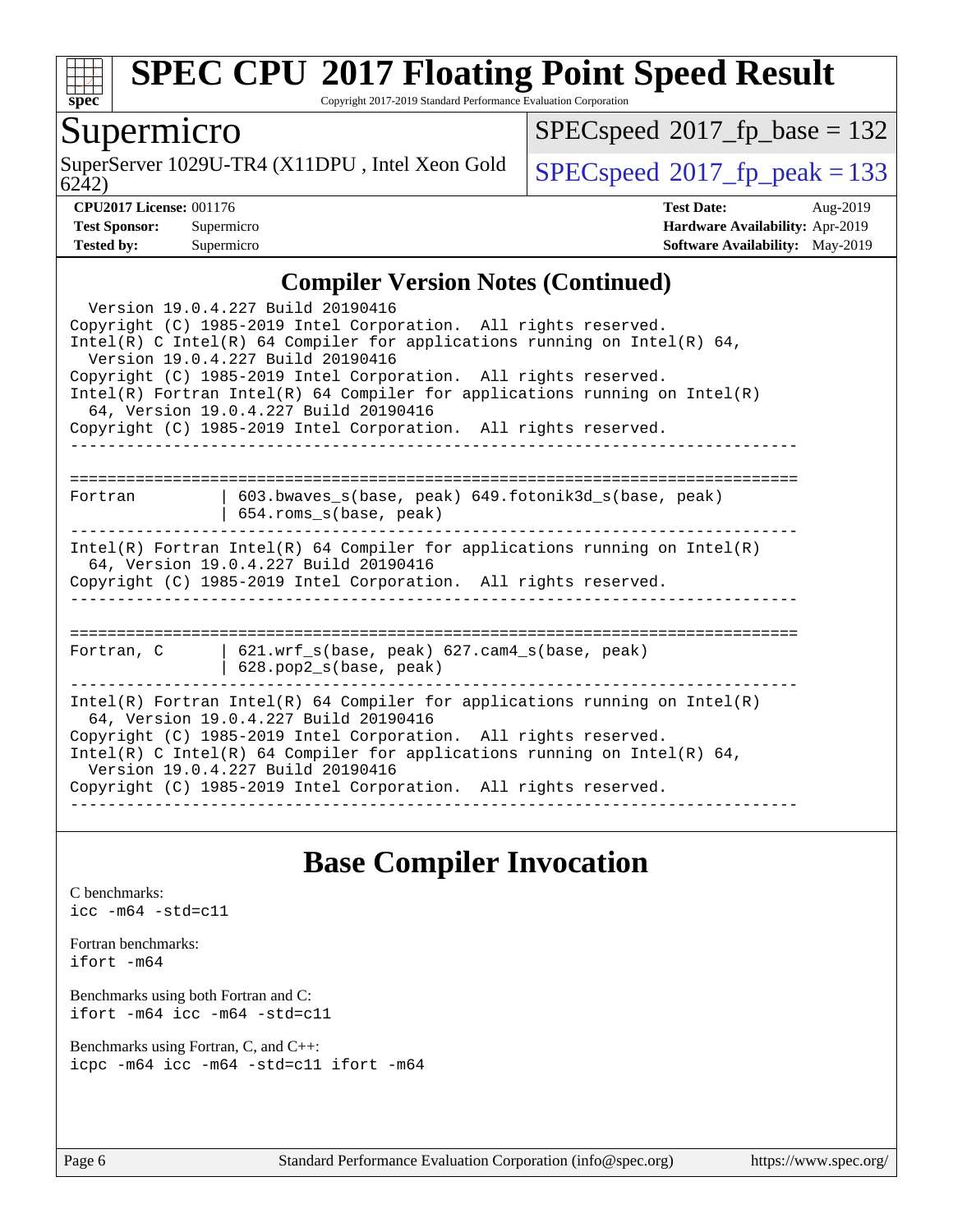## Compiler Version Notes (Continued)

```
  Version 19.0.4.227 Build 20190416
Copyright (C) 1985-2019 Intel Corporation.  All rights reserved.
Intel(R) C Intel(R) 64 Compiler for applications running on Intel(R) 64,
  Version 19.0.4.227 Build 20190416
Copyright (C) 1985-2019 Intel Corporation.  All rights reserved.
Intel(R) Fortran Intel(R) 64 Compiler for applications running on Intel(R)
  64, Version 19.0.4.227 Build 20190416
Copyright (C) 1985-2019 Intel Corporation.  All rights reserved.
------------------------------------------------------------------------------

==============================================================================
Fortran          | 603.bwaves_s(base, peak) 649.fotonik3d_s(base, peak)
                 | 654.roms_s(base, peak)
------------------------------------------------------------------------------
Intel(R) Fortran Intel(R) 64 Compiler for applications running on Intel(R)
  64, Version 19.0.4.227 Build 20190416
Copyright (C) 1985-2019 Intel Corporation.  All rights reserved.
------------------------------------------------------------------------------

==============================================================================
Fortran, C       | 621.wrf_s(base, peak) 627.cam4_s(base, peak)
                 | 628.pop2_s(base, peak)
------------------------------------------------------------------------------
Intel(R) Fortran Intel(R) 64 Compiler for applications running on Intel(R)
  64, Version 19.0.4.227 Build 20190416
Copyright (C) 1985-2019 Intel Corporation.  All rights reserved.
Intel(R) C Intel(R) 64 Compiler for applications running on Intel(R) 64,
  Version 19.0.4.227 Build 20190416
Copyright (C) 1985-2019 Intel Corporation.  All rights reserved.
------------------------------------------------------------------------------
```

## Base Compiler Invocation

C benchmarks:
`icc -m64 -std=c11`

Fortran benchmarks:
`ifort -m64`

Benchmarks using both Fortran and C:
`ifort -m64 icc -m64 -std=c11`

Benchmarks using Fortran, C, and C++:
`icpc -m64 icc -m64 -std=c11 ifort -m64`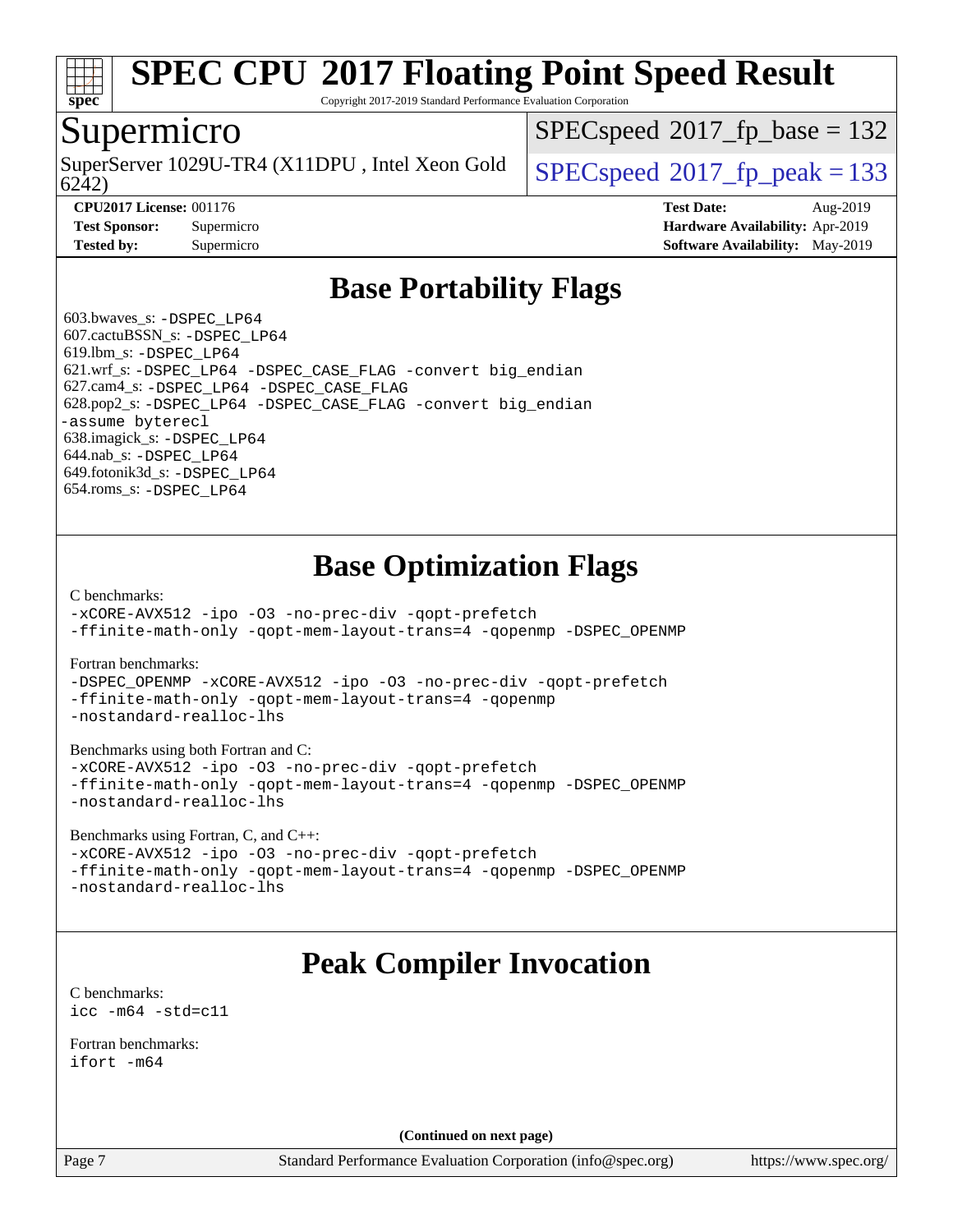# SPEC CPU 2017 Floating Point Speed Result

Copyright 2017-2019 Standard Performance Evaluation Corporation

## Supermicro

SuperServer 1029U-TR4 (X11DPU , Intel Xeon Gold 6242)

SPECspeed 2017_fp_base = 132

SPECspeed 2017_fp_peak = 133

**CPU2017 License:** 001176
**Test Sponsor:** Supermicro
**Tested by:** Supermicro

**Test Date:** Aug-2019
**Hardware Availability:** Apr-2019
**Software Availability:** May-2019

## Base Portability Flags

603.bwaves_s: -DSPEC_LP64
607.cactuBSSN_s: -DSPEC_LP64
619.lbm_s: -DSPEC_LP64
621.wrf_s: -DSPEC_LP64 -DSPEC_CASE_FLAG -convert big_endian
627.cam4_s: -DSPEC_LP64 -DSPEC_CASE_FLAG
628.pop2_s: -DSPEC_LP64 -DSPEC_CASE_FLAG -convert big_endian -assume byterecl
638.imagick_s: -DSPEC_LP64
644.nab_s: -DSPEC_LP64
649.fotonik3d_s: -DSPEC_LP64
654.roms_s: -DSPEC_LP64

## Base Optimization Flags

C benchmarks:
-xCORE-AVX512 -ipo -O3 -no-prec-div -qopt-prefetch -ffinite-math-only -qopt-mem-layout-trans=4 -qopenmp -DSPEC_OPENMP

Fortran benchmarks:
-DSPEC_OPENMP -xCORE-AVX512 -ipo -O3 -no-prec-div -qopt-prefetch -ffinite-math-only -qopt-mem-layout-trans=4 -qopenmp -nostandard-realloc-lhs

Benchmarks using both Fortran and C:
-xCORE-AVX512 -ipo -O3 -no-prec-div -qopt-prefetch -ffinite-math-only -qopt-mem-layout-trans=4 -qopenmp -DSPEC_OPENMP -nostandard-realloc-lhs

Benchmarks using Fortran, C, and C++:
-xCORE-AVX512 -ipo -O3 -no-prec-div -qopt-prefetch -ffinite-math-only -qopt-mem-layout-trans=4 -qopenmp -DSPEC_OPENMP -nostandard-realloc-lhs

## Peak Compiler Invocation

C benchmarks:
icc -m64 -std=c11

Fortran benchmarks:
ifort -m64

**(Continued on next page)**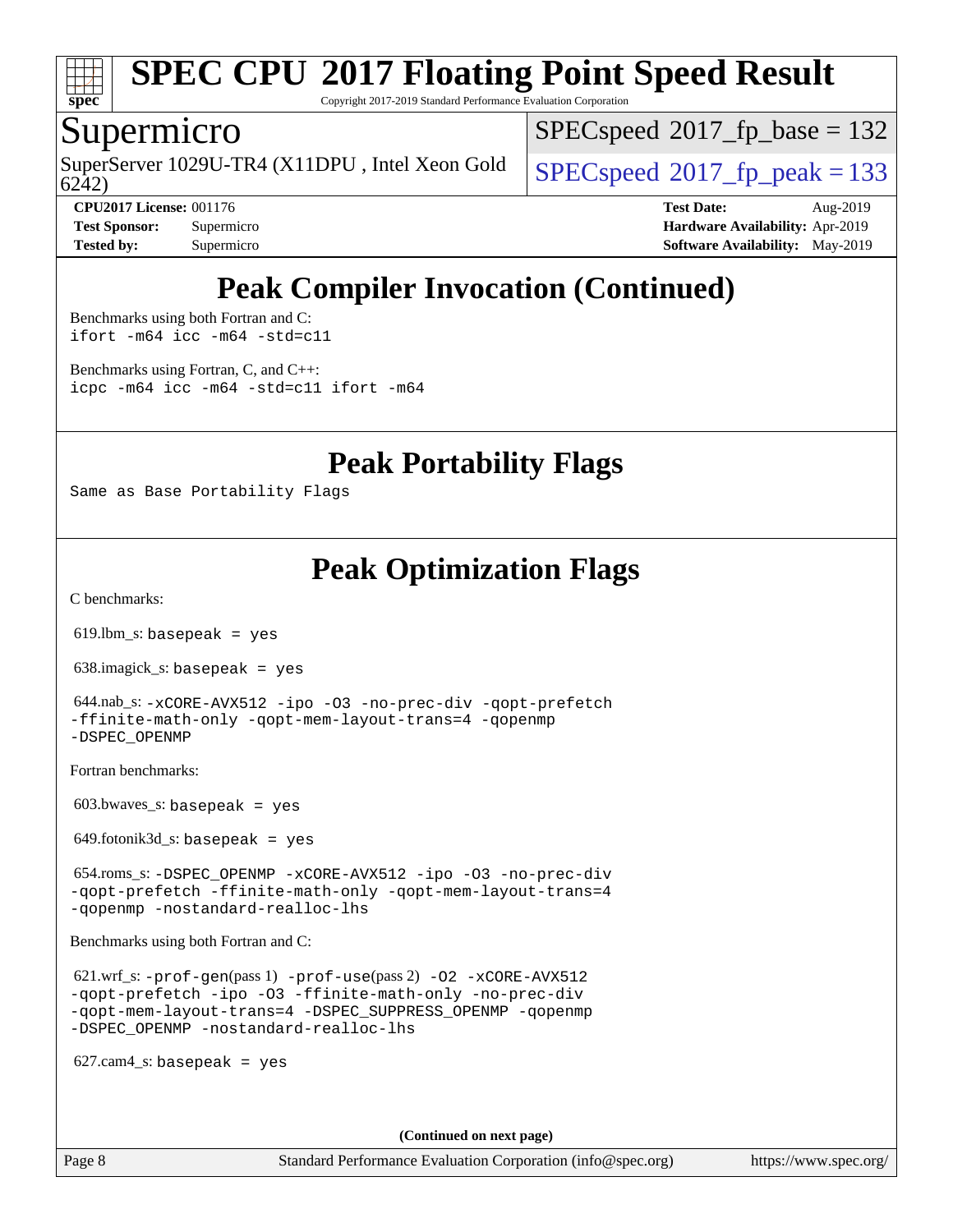# Peak Compiler Invocation (Continued)

Benchmarks using both Fortran and C:
`ifort -m64 icc -m64 -std=c11`

Benchmarks using Fortran, C, and C++:
`icpc -m64 icc -m64 -std=c11 ifort -m64`

# Peak Portability Flags

Same as Base Portability Flags

# Peak Optimization Flags

C benchmarks:

619.lbm_s: `basepeak = yes`

638.imagick_s: `basepeak = yes`

644.nab_s: `-xCORE-AVX512 -ipo -O3 -no-prec-div -qopt-prefetch -ffinite-math-only -qopt-mem-layout-trans=4 -qopenmp -DSPEC_OPENMP`

Fortran benchmarks:

603.bwaves_s: `basepeak = yes`

649.fotonik3d_s: `basepeak = yes`

654.roms_s: `-DSPEC_OPENMP -xCORE-AVX512 -ipo -O3 -no-prec-div -qopt-prefetch -ffinite-math-only -qopt-mem-layout-trans=4 -qopenmp -nostandard-realloc-lhs`

Benchmarks using both Fortran and C:

621.wrf_s: `-prof-gen`(pass 1) `-prof-use`(pass 2) `-O2 -xCORE-AVX512 -qopt-prefetch -ipo -O3 -ffinite-math-only -no-prec-div -qopt-mem-layout-trans=4 -DSPEC_SUPPRESS_OPENMP -qopenmp -DSPEC_OPENMP -nostandard-realloc-lhs`

627.cam4_s: `basepeak = yes`

**(Continued on next page)**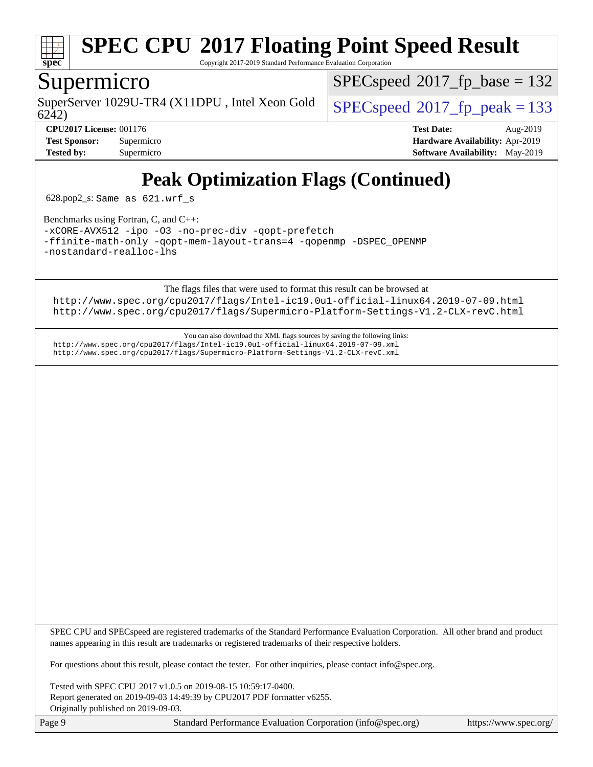# Peak Optimization Flags (Continued)

628.pop2_s: Same as 621.wrf_s

Benchmarks using Fortran, C, and C++:

```
-xCORE-AVX512 -ipo -O3 -no-prec-div -qopt-prefetch
-ffinite-math-only -qopt-mem-layout-trans=4 -qopenmp -DSPEC_OPENMP
-nostandard-realloc-lhs
```

The flags files that were used to format this result can be browsed at

http://www.spec.org/cpu2017/flags/Intel-ic19.0u1-official-linux64.2019-07-09.html
http://www.spec.org/cpu2017/flags/Supermicro-Platform-Settings-V1.2-CLX-revC.html

You can also download the XML flags sources by saving the following links:

http://www.spec.org/cpu2017/flags/Intel-ic19.0u1-official-linux64.2019-07-09.xml
http://www.spec.org/cpu2017/flags/Supermicro-Platform-Settings-V1.2-CLX-revC.xml

SPEC CPU and SPECspeed are registered trademarks of the Standard Performance Evaluation Corporation. All other brand and product names appearing in this result are trademarks or registered trademarks of their respective holders.

For questions about this result, please contact the tester. For other inquiries, please contact info@spec.org.

Tested with SPEC CPU 2017 v1.0.5 on 2019-08-15 10:59:17-0400.
Report generated on 2019-09-03 14:49:39 by CPU2017 PDF formatter v6255.
Originally published on 2019-09-03.